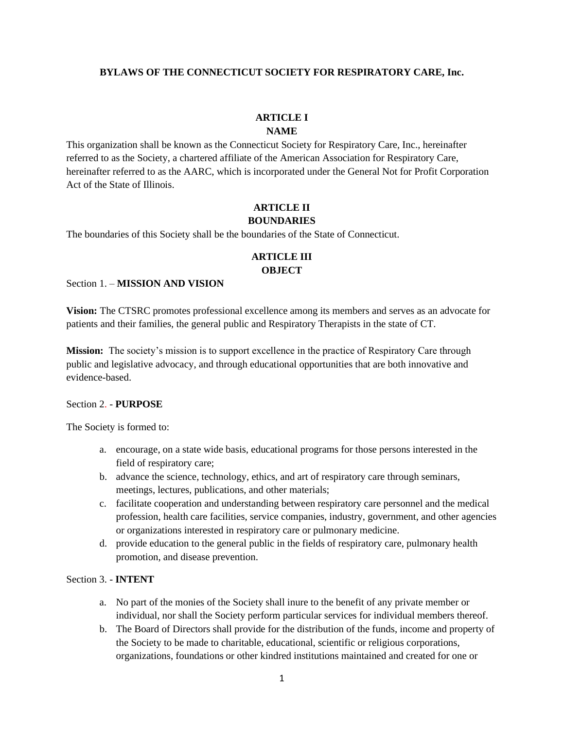# BYLAWS OF THE CONNECTICUT SOCIETY FOR RESPIRATORY CARE, Inc.

## ARTICLE I
## NAME

This organization shall be known as the Connecticut Society for Respiratory Care, Inc., hereinafter referred to as the Society, a chartered affiliate of the American Association for Respiratory Care, hereinafter referred to as the AARC, which is incorporated under the General Not for Profit Corporation Act of the State of Illinois.

## ARTICLE II
## BOUNDARIES

The boundaries of this Society shall be the boundaries of the State of Connecticut.

## ARTICLE III
## OBJECT

Section 1. – **MISSION AND VISION**

**Vision:** The CTSRC promotes professional excellence among its members and serves as an advocate for patients and their families, the general public and Respiratory Therapists in the state of CT.

**Mission:** The society's mission is to support excellence in the practice of Respiratory Care through public and legislative advocacy, and through educational opportunities that are both innovative and evidence-based.

Section 2. - **PURPOSE**

The Society is formed to:

a. encourage, on a state wide basis, educational programs for those persons interested in the field of respiratory care;
b. advance the science, technology, ethics, and art of respiratory care through seminars, meetings, lectures, publications, and other materials;
c. facilitate cooperation and understanding between respiratory care personnel and the medical profession, health care facilities, service companies, industry, government, and other agencies or organizations interested in respiratory care or pulmonary medicine.
d. provide education to the general public in the fields of respiratory care, pulmonary health promotion, and disease prevention.

Section 3. - **INTENT**

a. No part of the monies of the Society shall inure to the benefit of any private member or individual, nor shall the Society perform particular services for individual members thereof.
b. The Board of Directors shall provide for the distribution of the funds, income and property of the Society to be made to charitable, educational, scientific or religious corporations, organizations, foundations or other kindred institutions maintained and created for one or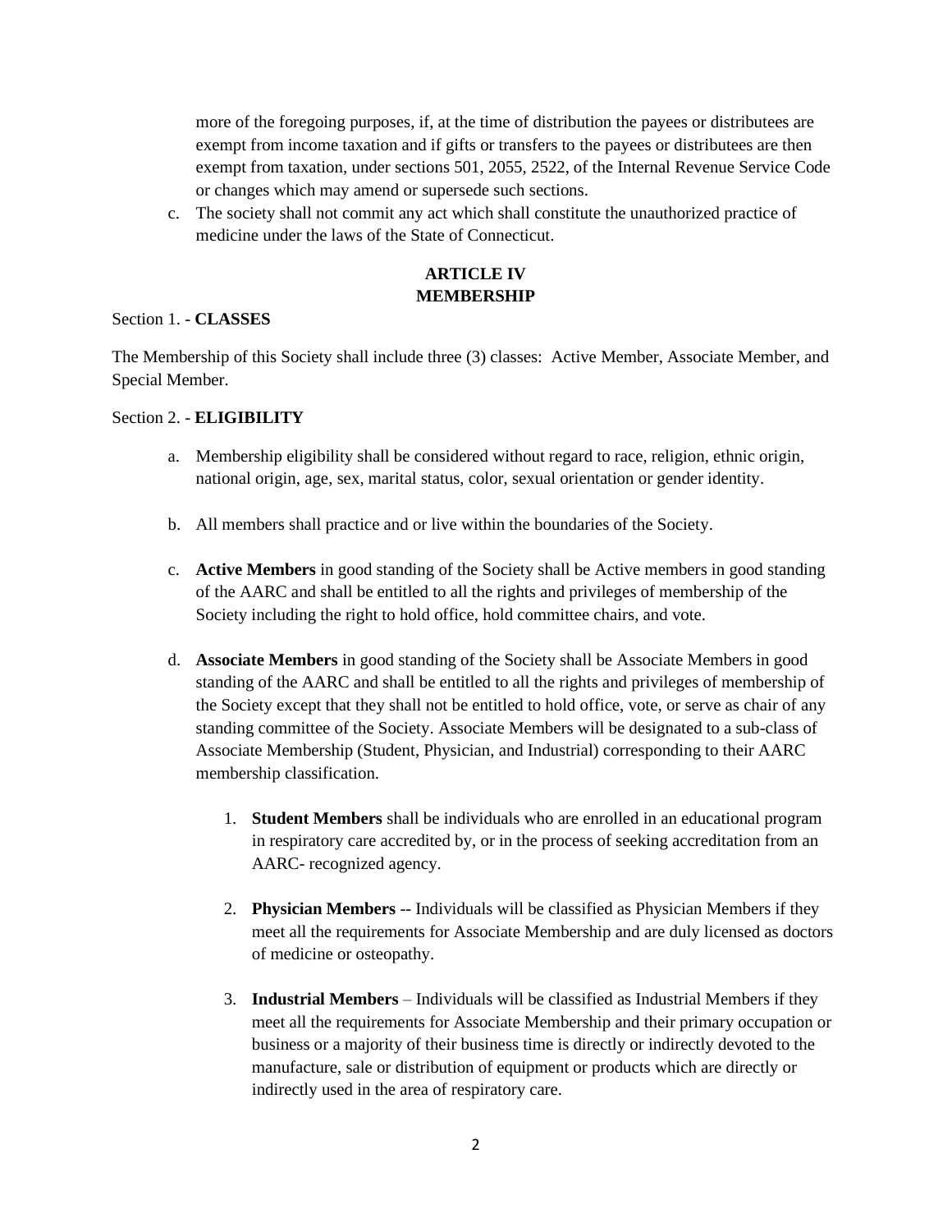more of the foregoing purposes, if, at the time of distribution the payees or distributees are exempt from income taxation and if gifts or transfers to the payees or distributees are then exempt from taxation, under sections 501, 2055, 2522, of the Internal Revenue Service Code or changes which may amend or supersede such sections.

c. The society shall not commit any act which shall constitute the unauthorized practice of medicine under the laws of the State of Connecticut.

## ARTICLE IV
## MEMBERSHIP

Section 1. - **CLASSES**

The Membership of this Society shall include three (3) classes: Active Member, Associate Member, and Special Member.

Section 2. - **ELIGIBILITY**

a. Membership eligibility shall be considered without regard to race, religion, ethnic origin, national origin, age, sex, marital status, color, sexual orientation or gender identity.

b. All members shall practice and or live within the boundaries of the Society.

c. **Active Members** in good standing of the Society shall be Active members in good standing of the AARC and shall be entitled to all the rights and privileges of membership of the Society including the right to hold office, hold committee chairs, and vote.

d. **Associate Members** in good standing of the Society shall be Associate Members in good standing of the AARC and shall be entitled to all the rights and privileges of membership of the Society except that they shall not be entitled to hold office, vote, or serve as chair of any standing committee of the Society. Associate Members will be designated to a sub-class of Associate Membership (Student, Physician, and Industrial) corresponding to their AARC membership classification.

   1. **Student Members** shall be individuals who are enrolled in an educational program in respiratory care accredited by, or in the process of seeking accreditation from an AARC- recognized agency.

   2. **Physician Members** -- Individuals will be classified as Physician Members if they meet all the requirements for Associate Membership and are duly licensed as doctors of medicine or osteopathy.

   3. **Industrial Members** – Individuals will be classified as Industrial Members if they meet all the requirements for Associate Membership and their primary occupation or business or a majority of their business time is directly or indirectly devoted to the manufacture, sale or distribution of equipment or products which are directly or indirectly used in the area of respiratory care.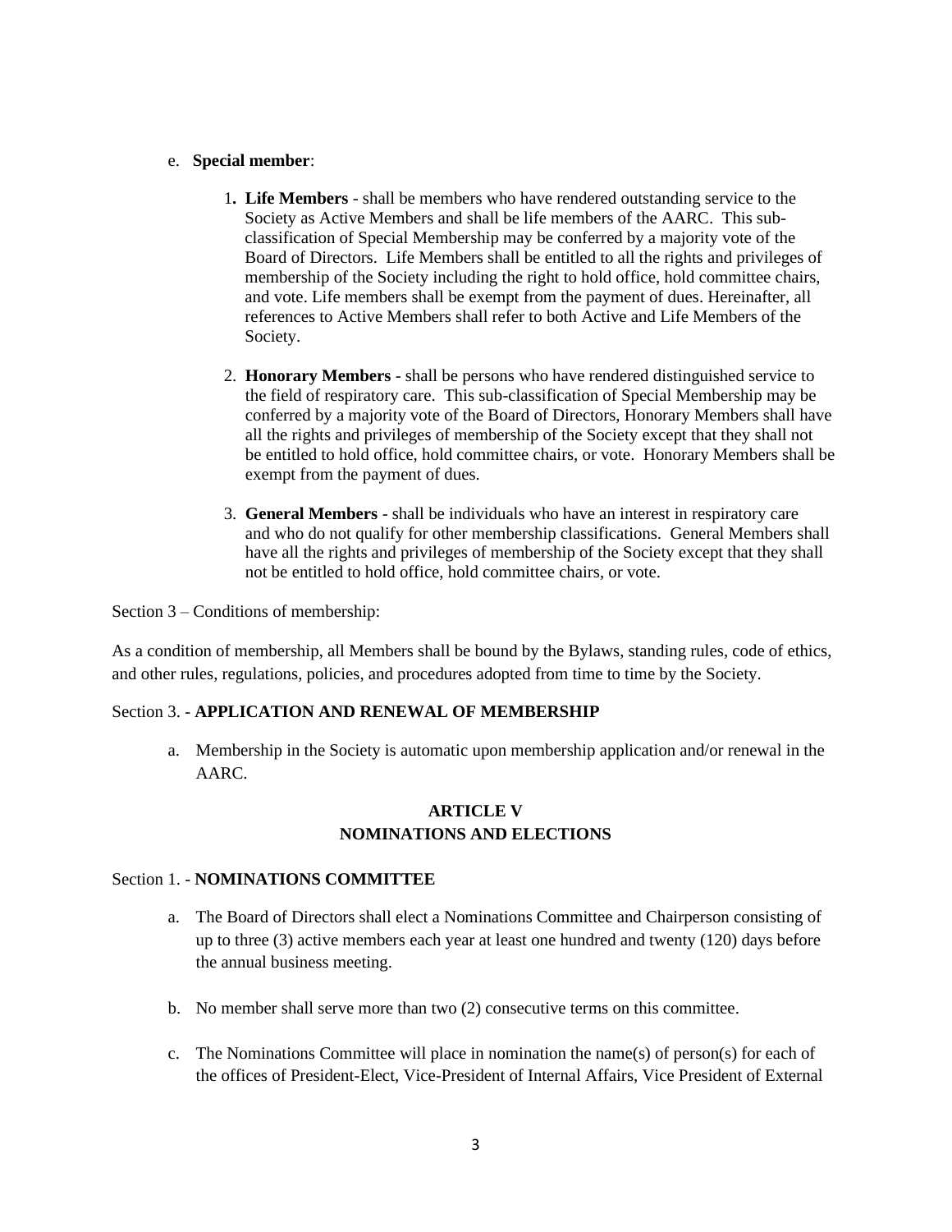e. **Special member**:

1. **Life Members** - shall be members who have rendered outstanding service to the Society as Active Members and shall be life members of the AARC. This sub-classification of Special Membership may be conferred by a majority vote of the Board of Directors. Life Members shall be entitled to all the rights and privileges of membership of the Society including the right to hold office, hold committee chairs, and vote. Life members shall be exempt from the payment of dues. Hereinafter, all references to Active Members shall refer to both Active and Life Members of the Society.

2. **Honorary Members** - shall be persons who have rendered distinguished service to the field of respiratory care. This sub-classification of Special Membership may be conferred by a majority vote of the Board of Directors, Honorary Members shall have all the rights and privileges of membership of the Society except that they shall not be entitled to hold office, hold committee chairs, or vote. Honorary Members shall be exempt from the payment of dues.

3. **General Members** - shall be individuals who have an interest in respiratory care and who do not qualify for other membership classifications. General Members shall have all the rights and privileges of membership of the Society except that they shall not be entitled to hold office, hold committee chairs, or vote.

Section 3 – Conditions of membership:

As a condition of membership, all Members shall be bound by the Bylaws, standing rules, code of ethics, and other rules, regulations, policies, and procedures adopted from time to time by the Society.

Section 3. - **APPLICATION AND RENEWAL OF MEMBERSHIP**

a. Membership in the Society is automatic upon membership application and/or renewal in the AARC.

## ARTICLE V
## NOMINATIONS AND ELECTIONS

Section 1. - **NOMINATIONS COMMITTEE**

a. The Board of Directors shall elect a Nominations Committee and Chairperson consisting of up to three (3) active members each year at least one hundred and twenty (120) days before the annual business meeting.

b. No member shall serve more than two (2) consecutive terms on this committee.

c. The Nominations Committee will place in nomination the name(s) of person(s) for each of the offices of President-Elect, Vice-President of Internal Affairs, Vice President of External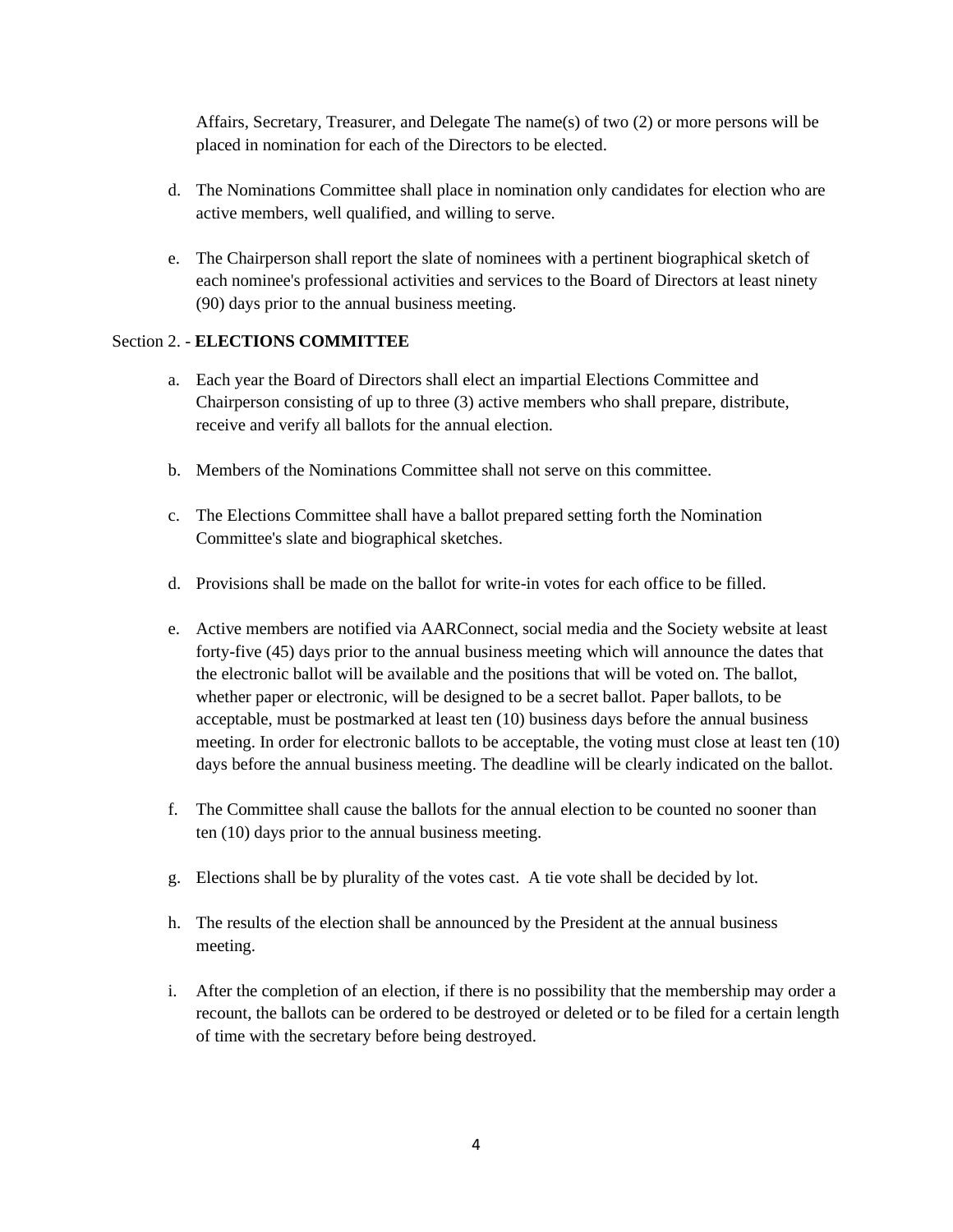Affairs, Secretary, Treasurer, and Delegate The name(s) of two (2) or more persons will be placed in nomination for each of the Directors to be elected.

d. The Nominations Committee shall place in nomination only candidates for election who are active members, well qualified, and willing to serve.

e. The Chairperson shall report the slate of nominees with a pertinent biographical sketch of each nominee's professional activities and services to the Board of Directors at least ninety (90) days prior to the annual business meeting.

Section 2. - **ELECTIONS COMMITTEE**

a. Each year the Board of Directors shall elect an impartial Elections Committee and Chairperson consisting of up to three (3) active members who shall prepare, distribute, receive and verify all ballots for the annual election.

b. Members of the Nominations Committee shall not serve on this committee.

c. The Elections Committee shall have a ballot prepared setting forth the Nomination Committee's slate and biographical sketches.

d. Provisions shall be made on the ballot for write-in votes for each office to be filled.

e. Active members are notified via AARConnect, social media and the Society website at least forty-five (45) days prior to the annual business meeting which will announce the dates that the electronic ballot will be available and the positions that will be voted on. The ballot, whether paper or electronic, will be designed to be a secret ballot. Paper ballots, to be acceptable, must be postmarked at least ten (10) business days before the annual business meeting. In order for electronic ballots to be acceptable, the voting must close at least ten (10) days before the annual business meeting. The deadline will be clearly indicated on the ballot.

f. The Committee shall cause the ballots for the annual election to be counted no sooner than ten (10) days prior to the annual business meeting.

g. Elections shall be by plurality of the votes cast. A tie vote shall be decided by lot.

h. The results of the election shall be announced by the President at the annual business meeting.

i. After the completion of an election, if there is no possibility that the membership may order a recount, the ballots can be ordered to be destroyed or deleted or to be filed for a certain length of time with the secretary before being destroyed.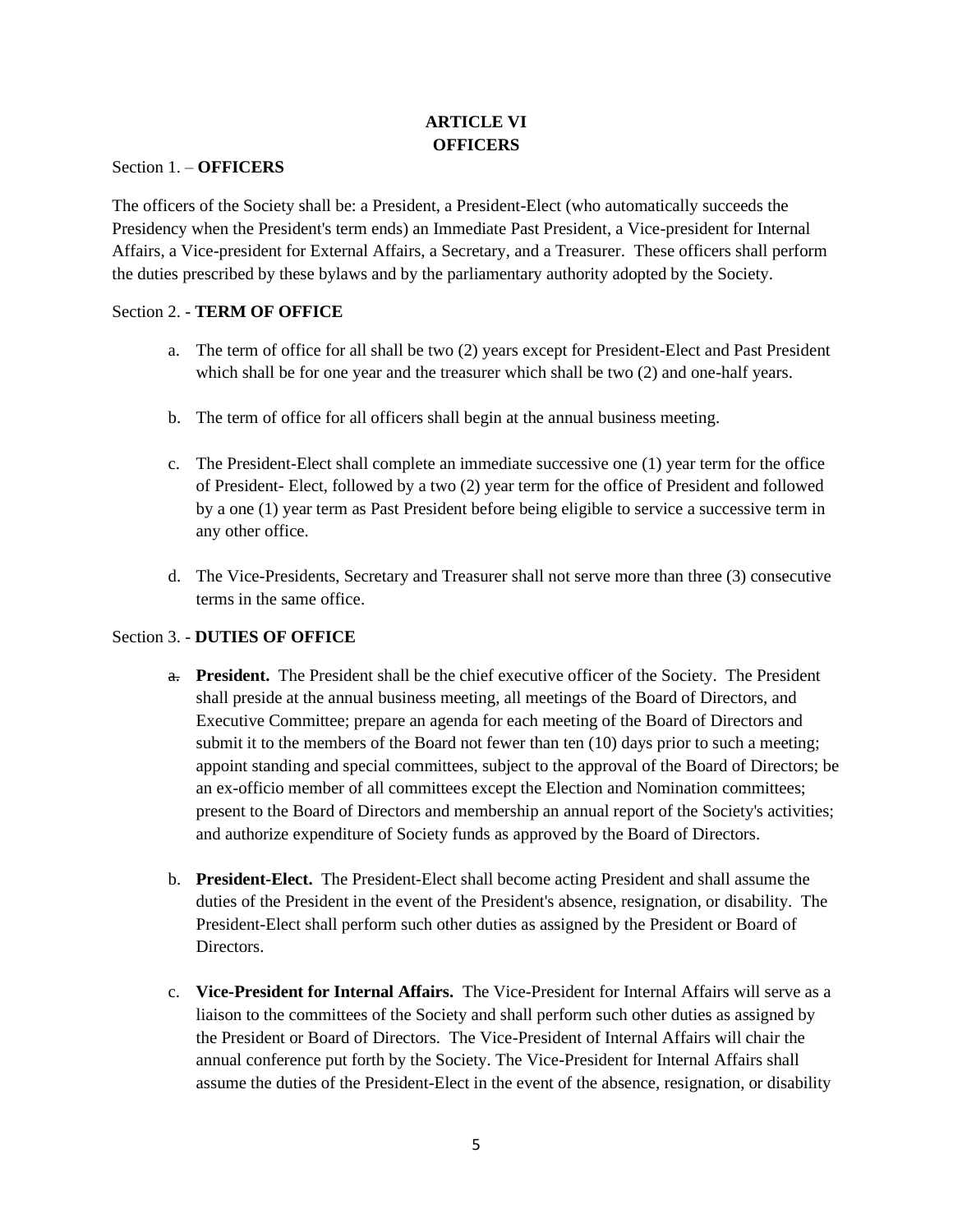# ARTICLE VI
# OFFICERS

Section 1. – **OFFICERS**

The officers of the Society shall be: a President, a President-Elect (who automatically succeeds the Presidency when the President's term ends) an Immediate Past President, a Vice-president for Internal Affairs, a Vice-president for External Affairs, a Secretary, and a Treasurer. These officers shall perform the duties prescribed by these bylaws and by the parliamentary authority adopted by the Society.

Section 2. - **TERM OF OFFICE**

a. The term of office for all shall be two (2) years except for President-Elect and Past President which shall be for one year and the treasurer which shall be two (2) and one-half years.

b. The term of office for all officers shall begin at the annual business meeting.

c. The President-Elect shall complete an immediate successive one (1) year term for the office of President- Elect, followed by a two (2) year term for the office of President and followed by a one (1) year term as Past President before being eligible to service a successive term in any other office.

d. The Vice-Presidents, Secretary and Treasurer shall not serve more than three (3) consecutive terms in the same office.

Section 3. - **DUTIES OF OFFICE**

a. **President.** The President shall be the chief executive officer of the Society. The President shall preside at the annual business meeting, all meetings of the Board of Directors, and Executive Committee; prepare an agenda for each meeting of the Board of Directors and submit it to the members of the Board not fewer than ten (10) days prior to such a meeting; appoint standing and special committees, subject to the approval of the Board of Directors; be an ex-officio member of all committees except the Election and Nomination committees; present to the Board of Directors and membership an annual report of the Society's activities; and authorize expenditure of Society funds as approved by the Board of Directors.

b. **President-Elect.** The President-Elect shall become acting President and shall assume the duties of the President in the event of the President's absence, resignation, or disability. The President-Elect shall perform such other duties as assigned by the President or Board of Directors.

c. **Vice-President for Internal Affairs.** The Vice-President for Internal Affairs will serve as a liaison to the committees of the Society and shall perform such other duties as assigned by the President or Board of Directors. The Vice-President of Internal Affairs will chair the annual conference put forth by the Society. The Vice-President for Internal Affairs shall assume the duties of the President-Elect in the event of the absence, resignation, or disability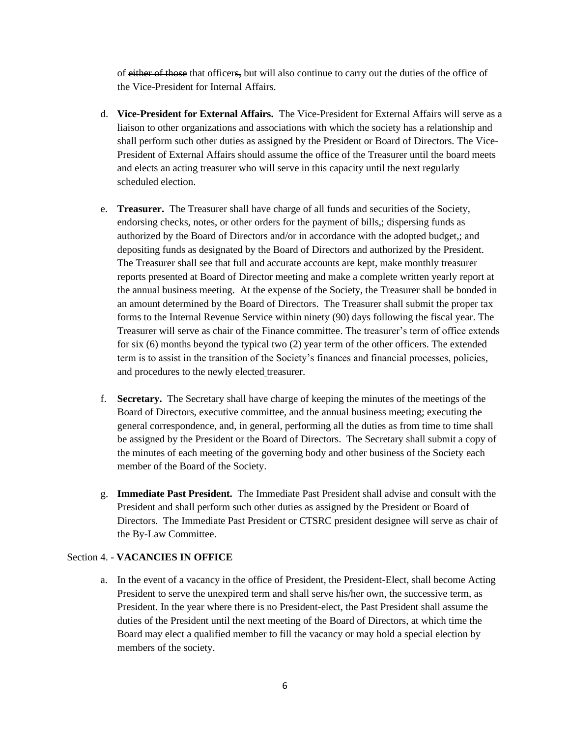of ~~either of those~~ that officer~~s,~~ but will also continue to carry out the duties of the office of the Vice-President for Internal Affairs.

d. **Vice-President for External Affairs.** The Vice-President for External Affairs will serve as a liaison to other organizations and associations with which the society has a relationship and shall perform such other duties as assigned by the President or Board of Directors. The Vice-President of External Affairs should assume the office of the Treasurer until the board meets and elects an acting treasurer who will serve in this capacity until the next regularly scheduled election.

e. **Treasurer.** The Treasurer shall have charge of all funds and securities of the Society, endorsing checks, notes, or other orders for the payment of bills,; dispersing funds as authorized by the Board of Directors and/or in accordance with the adopted budget,; and depositing funds as designated by the Board of Directors and authorized by the President. The Treasurer shall see that full and accurate accounts are kept, make monthly treasurer reports presented at Board of Director meeting and make a complete written yearly report at the annual business meeting. At the expense of the Society, the Treasurer shall be bonded in an amount determined by the Board of Directors. The Treasurer shall submit the proper tax forms to the Internal Revenue Service within ninety (90) days following the fiscal year. The Treasurer will serve as chair of the Finance committee. The treasurer's term of office extends for six (6) months beyond the typical two (2) year term of the other officers. The extended term is to assist in the transition of the Society's finances and financial processes, policies, and procedures to the newly elected treasurer.

f. **Secretary.** The Secretary shall have charge of keeping the minutes of the meetings of the Board of Directors, executive committee, and the annual business meeting; executing the general correspondence, and, in general, performing all the duties as from time to time shall be assigned by the President or the Board of Directors. The Secretary shall submit a copy of the minutes of each meeting of the governing body and other business of the Society each member of the Board of the Society.

g. **Immediate Past President.** The Immediate Past President shall advise and consult with the President and shall perform such other duties as assigned by the President or Board of Directors. The Immediate Past President or CTSRC president designee will serve as chair of the By-Law Committee.

Section 4. - **VACANCIES IN OFFICE**

a. In the event of a vacancy in the office of President, the President-Elect, shall become Acting President to serve the unexpired term and shall serve his/her own, the successive term, as President. In the year where there is no President-elect, the Past President shall assume the duties of the President until the next meeting of the Board of Directors, at which time the Board may elect a qualified member to fill the vacancy or may hold a special election by members of the society.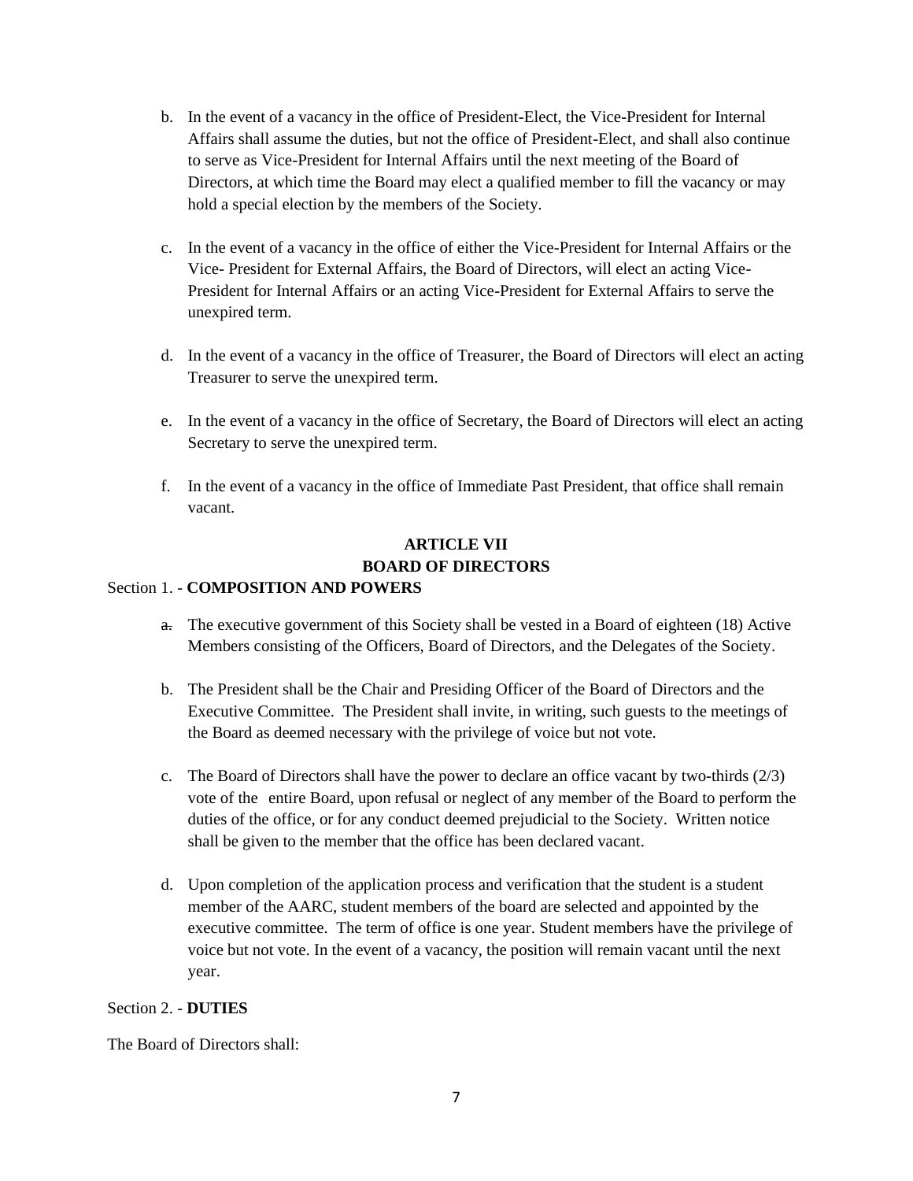b. In the event of a vacancy in the office of President-Elect, the Vice-President for Internal Affairs shall assume the duties, but not the office of President-Elect, and shall also continue to serve as Vice-President for Internal Affairs until the next meeting of the Board of Directors, at which time the Board may elect a qualified member to fill the vacancy or may hold a special election by the members of the Society.

c. In the event of a vacancy in the office of either the Vice-President for Internal Affairs or the Vice- President for External Affairs, the Board of Directors, will elect an acting Vice-President for Internal Affairs or an acting Vice-President for External Affairs to serve the unexpired term.

d. In the event of a vacancy in the office of Treasurer, the Board of Directors will elect an acting Treasurer to serve the unexpired term.

e. In the event of a vacancy in the office of Secretary, the Board of Directors will elect an acting Secretary to serve the unexpired term.

f. In the event of a vacancy in the office of Immediate Past President, that office shall remain vacant.

## ARTICLE VII
## BOARD OF DIRECTORS

Section 1. - **COMPOSITION AND POWERS**

~~a.~~ The executive government of this Society shall be vested in a Board of eighteen (18) Active Members consisting of the Officers, Board of Directors, and the Delegates of the Society.

b. The President shall be the Chair and Presiding Officer of the Board of Directors and the Executive Committee. The President shall invite, in writing, such guests to the meetings of the Board as deemed necessary with the privilege of voice but not vote.

c. The Board of Directors shall have the power to declare an office vacant by two-thirds (2/3) vote of the entire Board, upon refusal or neglect of any member of the Board to perform the duties of the office, or for any conduct deemed prejudicial to the Society. Written notice shall be given to the member that the office has been declared vacant.

d. Upon completion of the application process and verification that the student is a student member of the AARC, student members of the board are selected and appointed by the executive committee. The term of office is one year. Student members have the privilege of voice but not vote. In the event of a vacancy, the position will remain vacant until the next year.

Section 2. - **DUTIES**

The Board of Directors shall: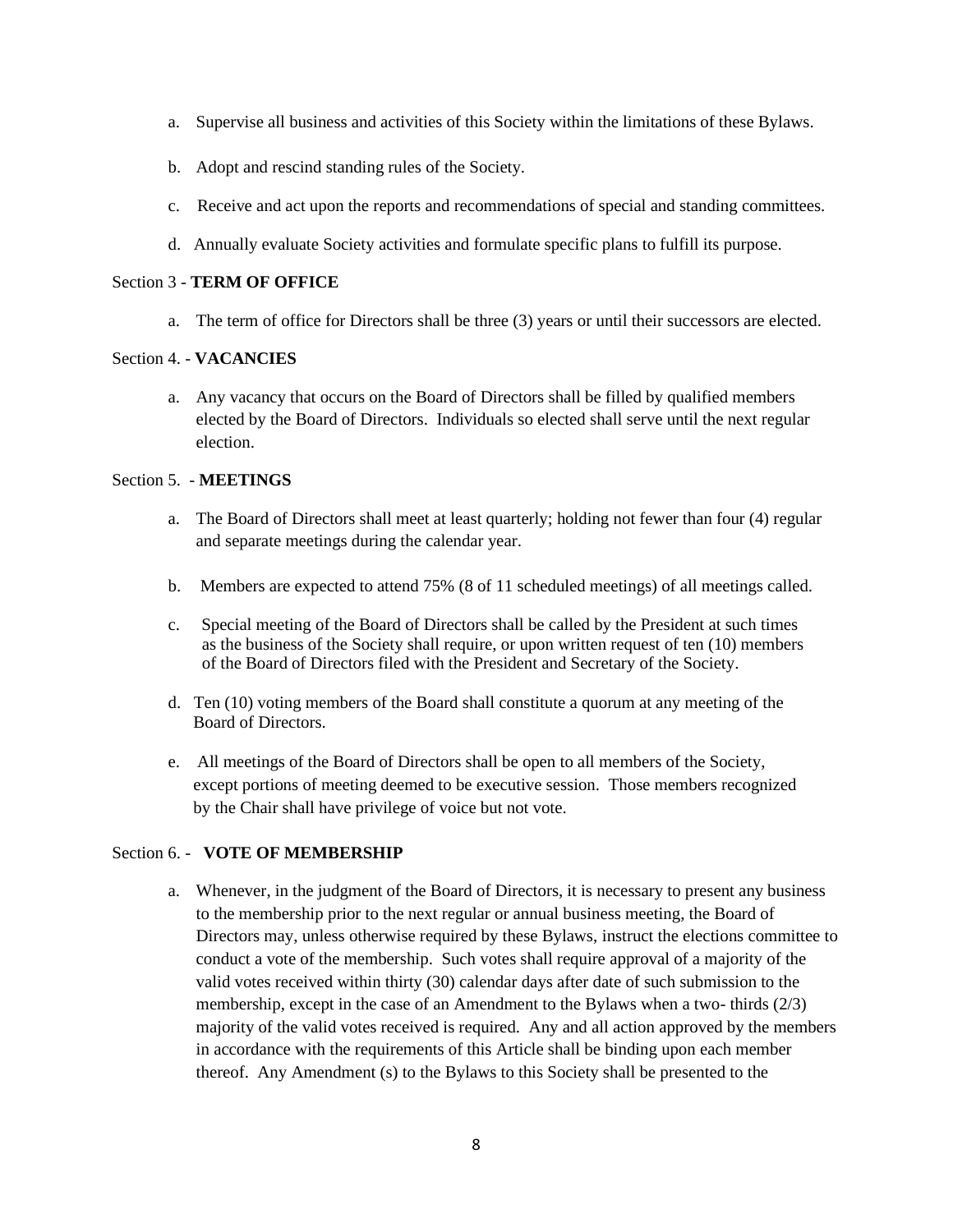a. Supervise all business and activities of this Society within the limitations of these Bylaws.

b. Adopt and rescind standing rules of the Society.

c. Receive and act upon the reports and recommendations of special and standing committees.

d. Annually evaluate Society activities and formulate specific plans to fulfill its purpose.

Section 3 - **TERM OF OFFICE**

a. The term of office for Directors shall be three (3) years or until their successors are elected.

Section 4. - **VACANCIES**

a. Any vacancy that occurs on the Board of Directors shall be filled by qualified members elected by the Board of Directors. Individuals so elected shall serve until the next regular election.

Section 5. - **MEETINGS**

a. The Board of Directors shall meet at least quarterly; holding not fewer than four (4) regular and separate meetings during the calendar year.

b. Members are expected to attend 75% (8 of 11 scheduled meetings) of all meetings called.

c. Special meeting of the Board of Directors shall be called by the President at such times as the business of the Society shall require, or upon written request of ten (10) members of the Board of Directors filed with the President and Secretary of the Society.

d. Ten (10) voting members of the Board shall constitute a quorum at any meeting of the Board of Directors.

e. All meetings of the Board of Directors shall be open to all members of the Society, except portions of meeting deemed to be executive session. Those members recognized by the Chair shall have privilege of voice but not vote.

Section 6. - **VOTE OF MEMBERSHIP**

a. Whenever, in the judgment of the Board of Directors, it is necessary to present any business to the membership prior to the next regular or annual business meeting, the Board of Directors may, unless otherwise required by these Bylaws, instruct the elections committee to conduct a vote of the membership. Such votes shall require approval of a majority of the valid votes received within thirty (30) calendar days after date of such submission to the membership, except in the case of an Amendment to the Bylaws when a two- thirds (2/3) majority of the valid votes received is required. Any and all action approved by the members in accordance with the requirements of this Article shall be binding upon each member thereof. Any Amendment (s) to the Bylaws to this Society shall be presented to the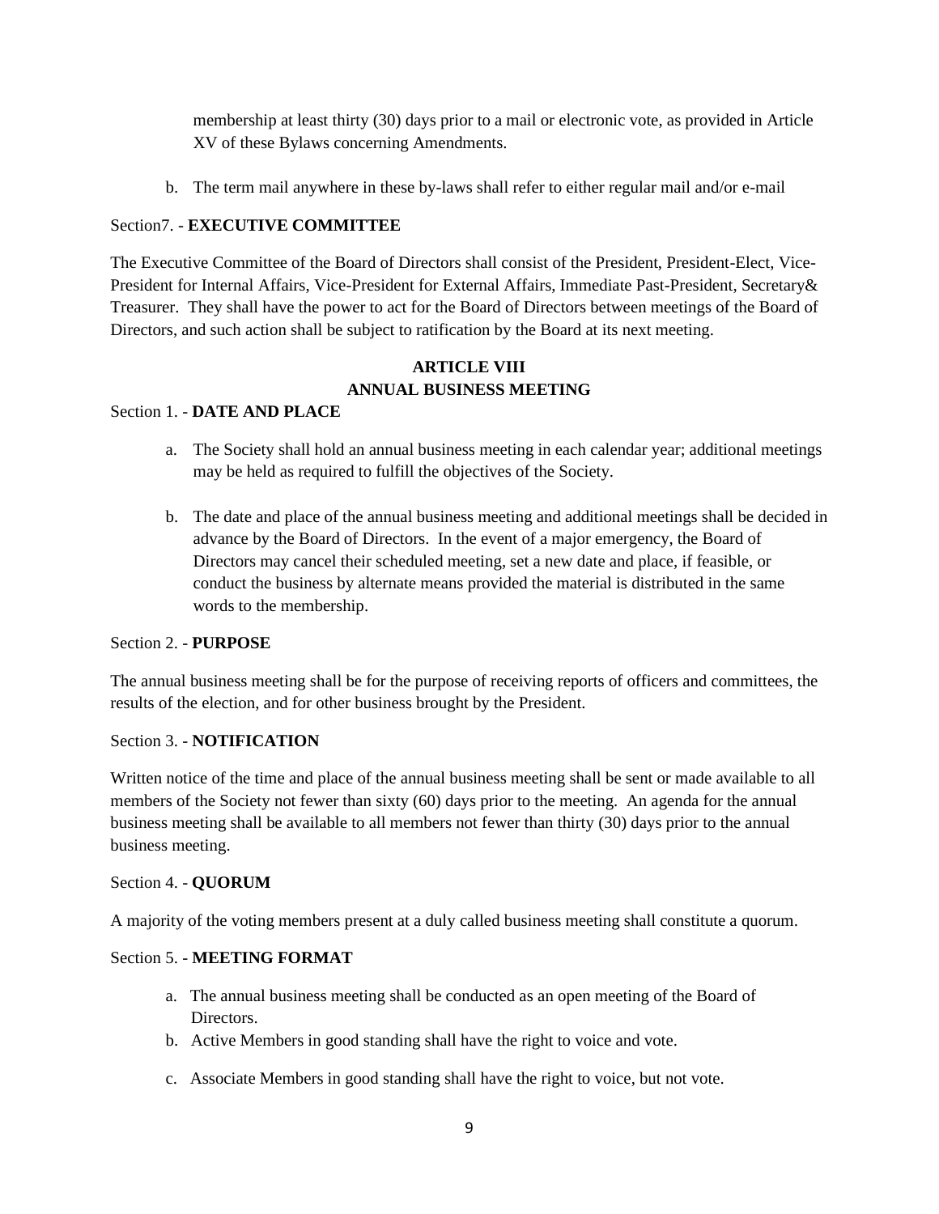membership at least thirty (30) days prior to a mail or electronic vote, as provided in Article XV of these Bylaws concerning Amendments.

b. The term mail anywhere in these by-laws shall refer to either regular mail and/or e-mail

Section7. - **EXECUTIVE COMMITTEE**

The Executive Committee of the Board of Directors shall consist of the President, President-Elect, Vice-President for Internal Affairs, Vice-President for External Affairs, Immediate Past-President, Secretary& Treasurer. They shall have the power to act for the Board of Directors between meetings of the Board of Directors, and such action shall be subject to ratification by the Board at its next meeting.

## ARTICLE VIII
## ANNUAL BUSINESS MEETING

Section 1. - **DATE AND PLACE**

a. The Society shall hold an annual business meeting in each calendar year; additional meetings may be held as required to fulfill the objectives of the Society.

b. The date and place of the annual business meeting and additional meetings shall be decided in advance by the Board of Directors. In the event of a major emergency, the Board of Directors may cancel their scheduled meeting, set a new date and place, if feasible, or conduct the business by alternate means provided the material is distributed in the same words to the membership.

Section 2. - **PURPOSE**

The annual business meeting shall be for the purpose of receiving reports of officers and committees, the results of the election, and for other business brought by the President.

Section 3. - **NOTIFICATION**

Written notice of the time and place of the annual business meeting shall be sent or made available to all members of the Society not fewer than sixty (60) days prior to the meeting. An agenda for the annual business meeting shall be available to all members not fewer than thirty (30) days prior to the annual business meeting.

Section 4. - **QUORUM**

A majority of the voting members present at a duly called business meeting shall constitute a quorum.

Section 5. - **MEETING FORMAT**

a. The annual business meeting shall be conducted as an open meeting of the Board of Directors.
b. Active Members in good standing shall have the right to voice and vote.

c. Associate Members in good standing shall have the right to voice, but not vote.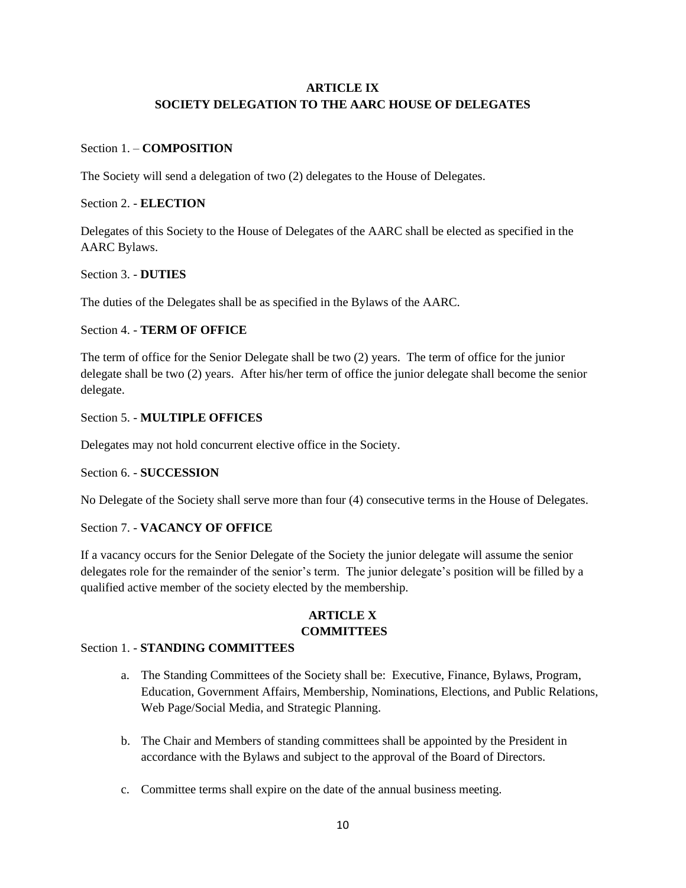## ARTICLE IX
## SOCIETY DELEGATION TO THE AARC HOUSE OF DELEGATES

Section 1. – **COMPOSITION**

The Society will send a delegation of two (2) delegates to the House of Delegates.

Section 2. - **ELECTION**

Delegates of this Society to the House of Delegates of the AARC shall be elected as specified in the AARC Bylaws.

Section 3. - **DUTIES**

The duties of the Delegates shall be as specified in the Bylaws of the AARC.

Section 4. - **TERM OF OFFICE**

The term of office for the Senior Delegate shall be two (2) years. The term of office for the junior delegate shall be two (2) years. After his/her term of office the junior delegate shall become the senior delegate.

Section 5. - **MULTIPLE OFFICES**

Delegates may not hold concurrent elective office in the Society.

Section 6. - **SUCCESSION**

No Delegate of the Society shall serve more than four (4) consecutive terms in the House of Delegates.

Section 7. - **VACANCY OF OFFICE**

If a vacancy occurs for the Senior Delegate of the Society the junior delegate will assume the senior delegates role for the remainder of the senior's term. The junior delegate's position will be filled by a qualified active member of the society elected by the membership.

## ARTICLE X
## COMMITTEES

Section 1. - **STANDING COMMITTEES**

a. The Standing Committees of the Society shall be: Executive, Finance, Bylaws, Program, Education, Government Affairs, Membership, Nominations, Elections, and Public Relations, Web Page/Social Media, and Strategic Planning.

b. The Chair and Members of standing committees shall be appointed by the President in accordance with the Bylaws and subject to the approval of the Board of Directors.

c. Committee terms shall expire on the date of the annual business meeting.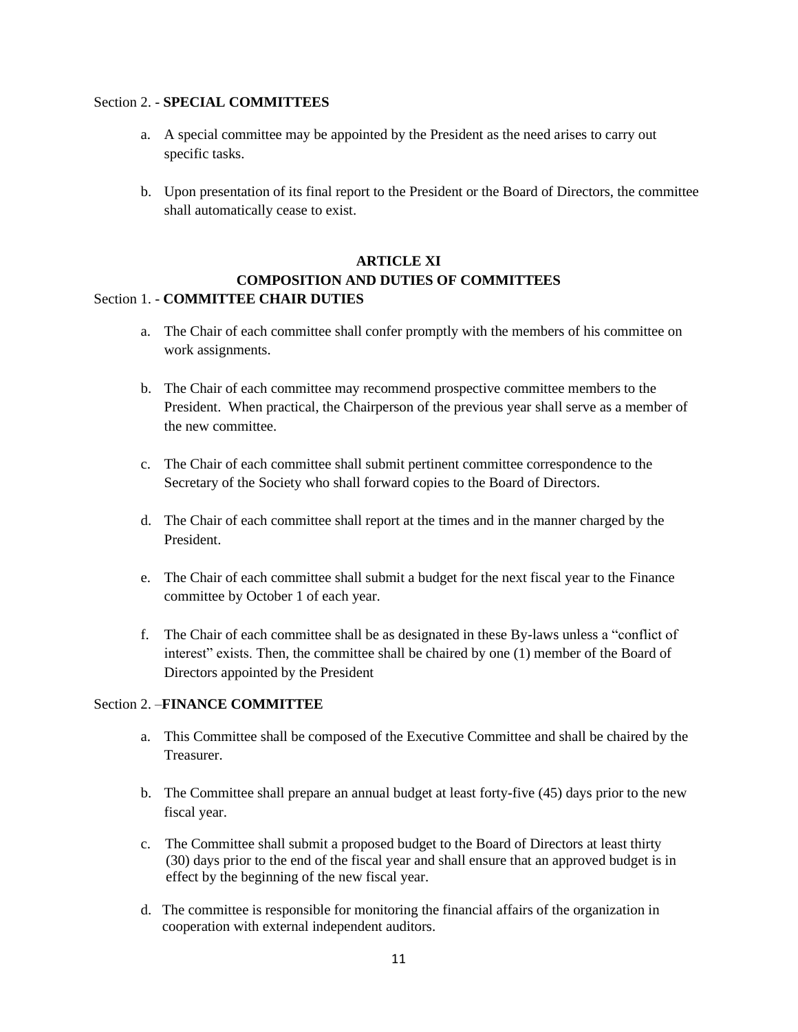Section 2. - **SPECIAL COMMITTEES**

a. A special committee may be appointed by the President as the need arises to carry out specific tasks.

b. Upon presentation of its final report to the President or the Board of Directors, the committee shall automatically cease to exist.

## ARTICLE XI
## COMPOSITION AND DUTIES OF COMMITTEES

Section 1. - **COMMITTEE CHAIR DUTIES**

a. The Chair of each committee shall confer promptly with the members of his committee on work assignments.

b. The Chair of each committee may recommend prospective committee members to the President. When practical, the Chairperson of the previous year shall serve as a member of the new committee.

c. The Chair of each committee shall submit pertinent committee correspondence to the Secretary of the Society who shall forward copies to the Board of Directors.

d. The Chair of each committee shall report at the times and in the manner charged by the President.

e. The Chair of each committee shall submit a budget for the next fiscal year to the Finance committee by October 1 of each year.

f. The Chair of each committee shall be as designated in these By-laws unless a "conflict of interest" exists. Then, the committee shall be chaired by one (1) member of the Board of Directors appointed by the President

Section 2. –**FINANCE COMMITTEE**

a. This Committee shall be composed of the Executive Committee and shall be chaired by the Treasurer.

b. The Committee shall prepare an annual budget at least forty-five (45) days prior to the new fiscal year.

c. The Committee shall submit a proposed budget to the Board of Directors at least thirty (30) days prior to the end of the fiscal year and shall ensure that an approved budget is in effect by the beginning of the new fiscal year.

d. The committee is responsible for monitoring the financial affairs of the organization in cooperation with external independent auditors.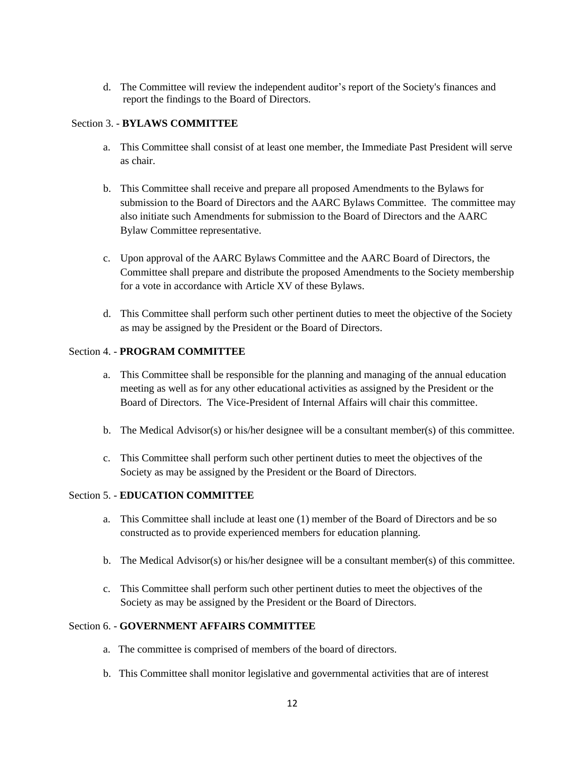d. The Committee will review the independent auditor's report of the Society's finances and report the findings to the Board of Directors.

Section 3. - **BYLAWS COMMITTEE**

a. This Committee shall consist of at least one member, the Immediate Past President will serve as chair.

b. This Committee shall receive and prepare all proposed Amendments to the Bylaws for submission to the Board of Directors and the AARC Bylaws Committee. The committee may also initiate such Amendments for submission to the Board of Directors and the AARC Bylaw Committee representative.

c. Upon approval of the AARC Bylaws Committee and the AARC Board of Directors, the Committee shall prepare and distribute the proposed Amendments to the Society membership for a vote in accordance with Article XV of these Bylaws.

d. This Committee shall perform such other pertinent duties to meet the objective of the Society as may be assigned by the President or the Board of Directors.

Section 4. - **PROGRAM COMMITTEE**

a. This Committee shall be responsible for the planning and managing of the annual education meeting as well as for any other educational activities as assigned by the President or the Board of Directors. The Vice-President of Internal Affairs will chair this committee.

b. The Medical Advisor(s) or his/her designee will be a consultant member(s) of this committee.

c. This Committee shall perform such other pertinent duties to meet the objectives of the Society as may be assigned by the President or the Board of Directors.

Section 5. - **EDUCATION COMMITTEE**

a. This Committee shall include at least one (1) member of the Board of Directors and be so constructed as to provide experienced members for education planning.

b. The Medical Advisor(s) or his/her designee will be a consultant member(s) of this committee.

c. This Committee shall perform such other pertinent duties to meet the objectives of the Society as may be assigned by the President or the Board of Directors.

Section 6. - **GOVERNMENT AFFAIRS COMMITTEE**

a. The committee is comprised of members of the board of directors.

b. This Committee shall monitor legislative and governmental activities that are of interest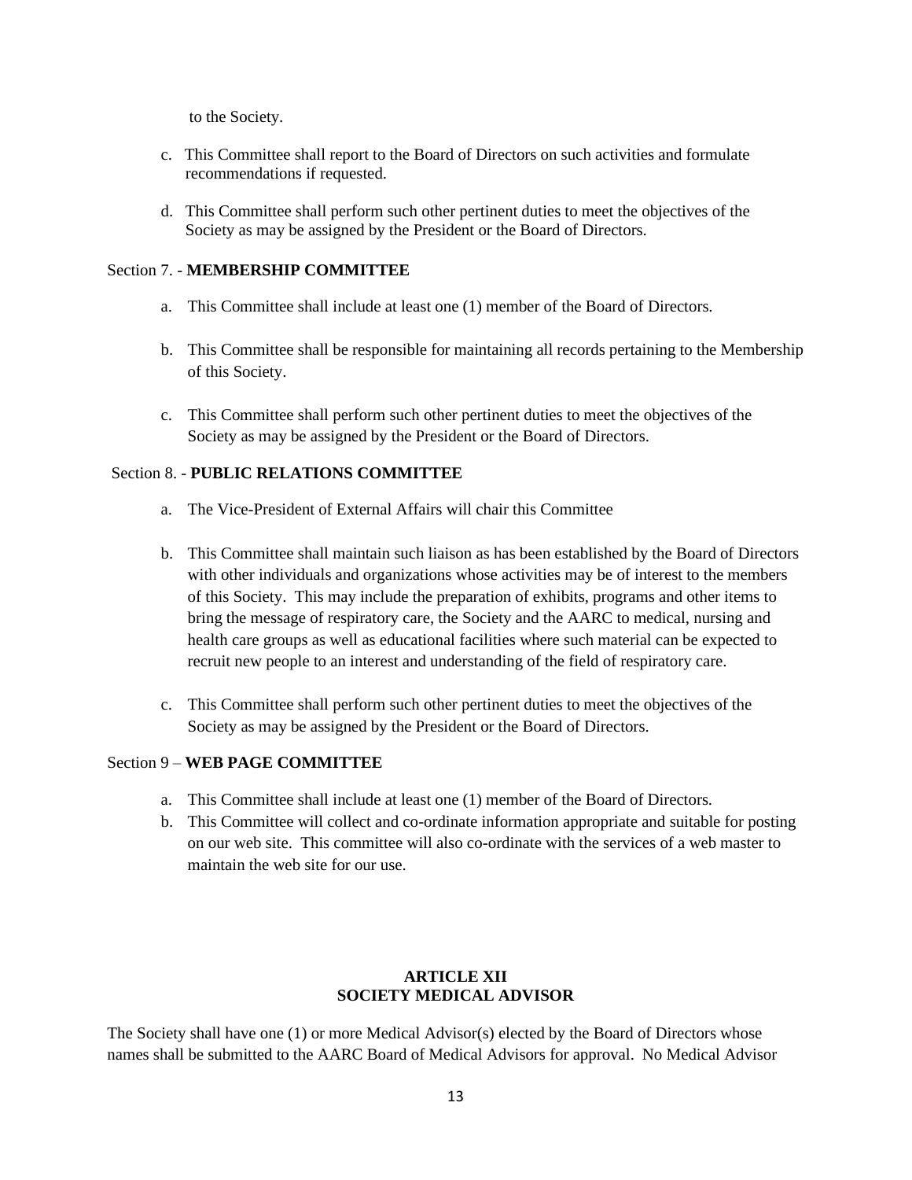to the Society.

c. This Committee shall report to the Board of Directors on such activities and formulate recommendations if requested.

d. This Committee shall perform such other pertinent duties to meet the objectives of the Society as may be assigned by the President or the Board of Directors.

Section 7. - **MEMBERSHIP COMMITTEE**

a. This Committee shall include at least one (1) member of the Board of Directors.

b. This Committee shall be responsible for maintaining all records pertaining to the Membership of this Society.

c. This Committee shall perform such other pertinent duties to meet the objectives of the Society as may be assigned by the President or the Board of Directors.

Section 8. - **PUBLIC RELATIONS COMMITTEE**

a. The Vice-President of External Affairs will chair this Committee

b. This Committee shall maintain such liaison as has been established by the Board of Directors with other individuals and organizations whose activities may be of interest to the members of this Society. This may include the preparation of exhibits, programs and other items to bring the message of respiratory care, the Society and the AARC to medical, nursing and health care groups as well as educational facilities where such material can be expected to recruit new people to an interest and understanding of the field of respiratory care.

c. This Committee shall perform such other pertinent duties to meet the objectives of the Society as may be assigned by the President or the Board of Directors.

Section 9 – **WEB PAGE COMMITTEE**

a. This Committee shall include at least one (1) member of the Board of Directors.
b. This Committee will collect and co-ordinate information appropriate and suitable for posting on our web site. This committee will also co-ordinate with the services of a web master to maintain the web site for our use.

## ARTICLE XII
## SOCIETY MEDICAL ADVISOR

The Society shall have one (1) or more Medical Advisor(s) elected by the Board of Directors whose names shall be submitted to the AARC Board of Medical Advisors for approval. No Medical Advisor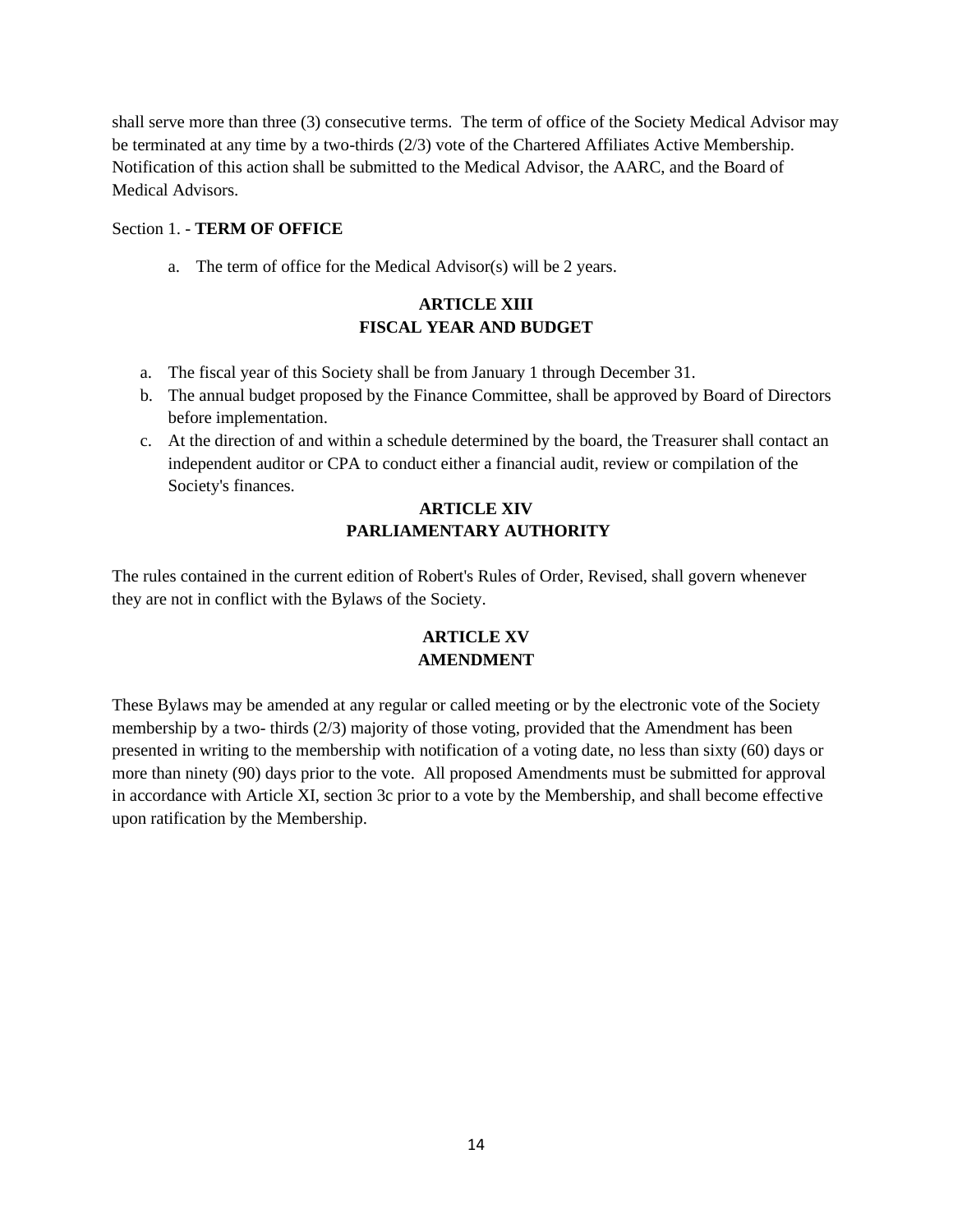shall serve more than three (3) consecutive terms. The term of office of the Society Medical Advisor may be terminated at any time by a two-thirds (2/3) vote of the Chartered Affiliates Active Membership. Notification of this action shall be submitted to the Medical Advisor, the AARC, and the Board of Medical Advisors.

Section 1. - **TERM OF OFFICE**

a. The term of office for the Medical Advisor(s) will be 2 years.

## ARTICLE XIII
## FISCAL YEAR AND BUDGET

a. The fiscal year of this Society shall be from January 1 through December 31.
b. The annual budget proposed by the Finance Committee, shall be approved by Board of Directors before implementation.
c. At the direction of and within a schedule determined by the board, the Treasurer shall contact an independent auditor or CPA to conduct either a financial audit, review or compilation of the Society's finances.

## ARTICLE XIV
## PARLIAMENTARY AUTHORITY

The rules contained in the current edition of Robert's Rules of Order, Revised, shall govern whenever they are not in conflict with the Bylaws of the Society.

## ARTICLE XV
## AMENDMENT

These Bylaws may be amended at any regular or called meeting or by the electronic vote of the Society membership by a two- thirds (2/3) majority of those voting, provided that the Amendment has been presented in writing to the membership with notification of a voting date, no less than sixty (60) days or more than ninety (90) days prior to the vote. All proposed Amendments must be submitted for approval in accordance with Article XI, section 3c prior to a vote by the Membership, and shall become effective upon ratification by the Membership.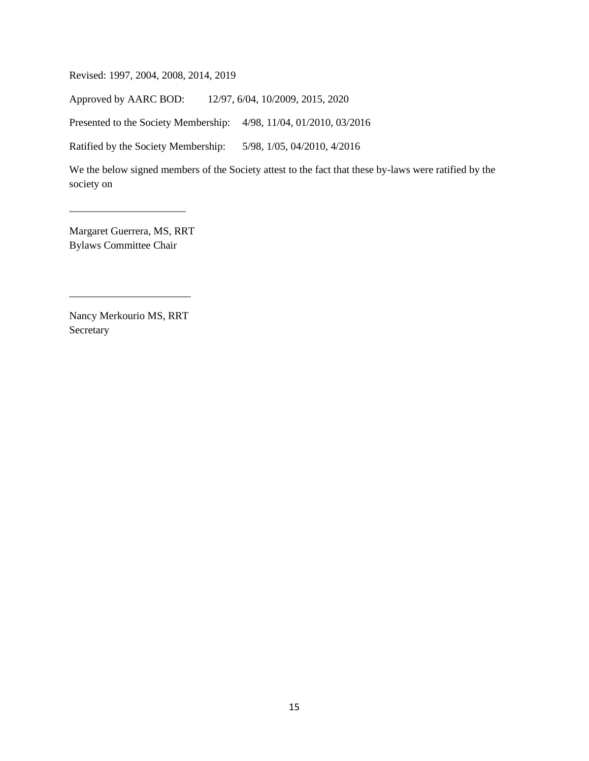Revised: 1997, 2004, 2008, 2014, 2019

Approved by AARC BOD: 12/97, 6/04, 10/2009, 2015, 2020

Presented to the Society Membership: 4/98, 11/04, 01/2010, 03/2016

Ratified by the Society Membership: 5/98, 1/05, 04/2010, 4/2016

We the below signed members of the Society attest to the fact that these by-laws were ratified by the society on

______________________

Margaret Guerrera, MS, RRT
Bylaws Committee Chair

_______________________

Nancy Merkourio MS, RRT
Secretary